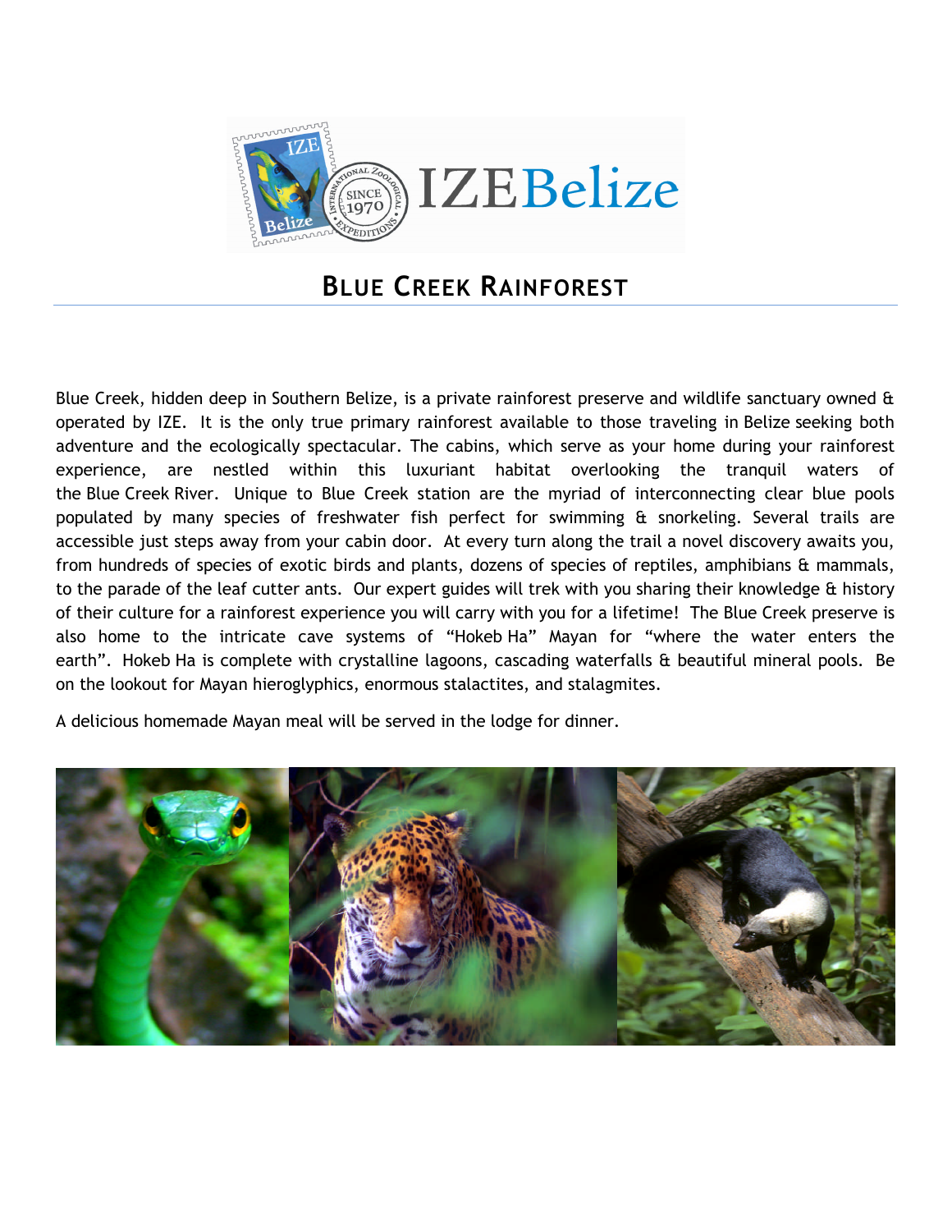# BLUE CREEK RAINFOREST

Blue Creek, hidden deep in Southern Belize, is a private rainforest preserve and wildlife sanctuary owned & operated by IZE. It is the only true primary rainforest available to those traveling in Belize seeking both adventure and the ecologically spectacular. The cabins, which serve as your home during your rainforest experience, are nestled within this luxuriant habitat overlooking the tranquil waters of the Blue Creek River. Unique to Blue Creek station are the myriad of interconnecting clear blue pools populated by many species of freshwater fish perfect for swimming & snorkeling. Several trails are accessible just steps away from your cabin door. At every turn along the trail a novel discovery awaits you, from hundreds of species of exotic birds and plants, dozens of species of reptiles, amphibians & mammals, to the parade of the leaf cutter ants. Our expert guides will trek with you sharing their knowledge & history of their culture for a rainforest experience you will carry with you for a lifetime! The Blue Creek preserve is also home to the intricate cave systems of "Hokeb Ha" Mayan for "where the water enters the earth". Hokeb Ha is complete with crystalline lagoons, cascading waterfalls & beautiful mineral pools. Be on the lookout for Mayan hieroglyphics, enormous stalactites, and stalagmites.

A delicious homemade Mayan meal will be served in the lodge for dinner.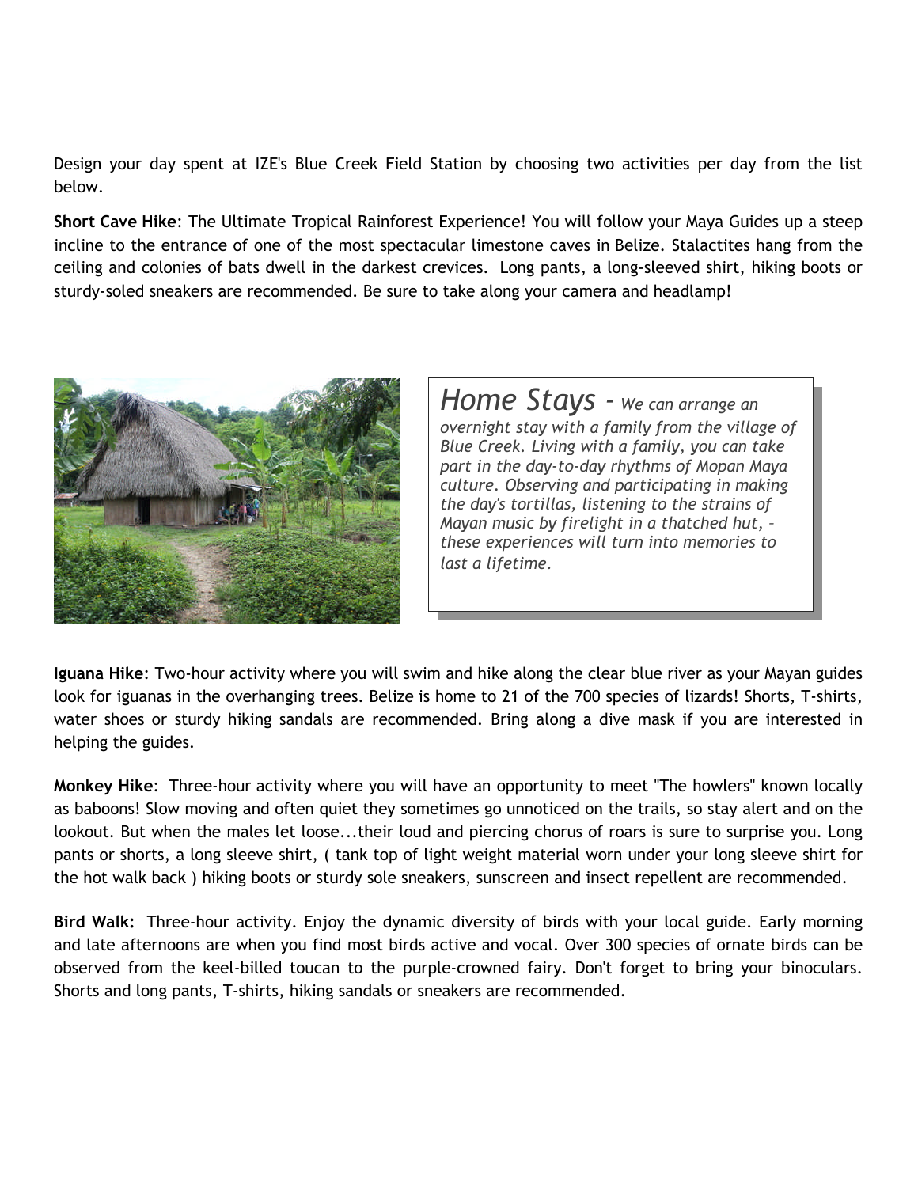Design your day spent at IZE's Blue Creek Field Station by choosing two activities per day from the list below.

**Short Cave Hike**: The Ultimate Tropical Rainforest Experience! You will follow your Maya Guides up a steep incline to the entrance of one of the most spectacular limestone caves in Belize. Stalactites hang from the ceiling and colonies of bats dwell in the darkest crevices. Long pants, a long-sleeved shirt, hiking boots or sturdy-soled sneakers are recommended. Be sure to take along your camera and headlamp!

*Home Stays - We can arrange an overnight stay with a family from the village of Blue Creek. Living with a family, you can take part in the day-to-day rhythms of Mopan Maya culture. Observing and participating in making the day's tortillas, listening to the strains of Mayan music by firelight in a thatched hut, – these experiences will turn into memories to last a lifetime.*

**Iguana Hike**: Two-hour activity where you will swim and hike along the clear blue river as your Mayan guides look for iguanas in the overhanging trees. Belize is home to 21 of the 700 species of lizards! Shorts, T-shirts, water shoes or sturdy hiking sandals are recommended. Bring along a dive mask if you are interested in helping the guides.

**Monkey Hike**: Three-hour activity where you will have an opportunity to meet "The howlers" known locally as baboons! Slow moving and often quiet they sometimes go unnoticed on the trails, so stay alert and on the lookout. But when the males let loose...their loud and piercing chorus of roars is sure to surprise you. Long pants or shorts, a long sleeve shirt, ( tank top of light weight material worn under your long sleeve shirt for the hot walk back ) hiking boots or sturdy sole sneakers, sunscreen and insect repellent are recommended.

**Bird Walk:** Three-hour activity. Enjoy the dynamic diversity of birds with your local guide. Early morning and late afternoons are when you find most birds active and vocal. Over 300 species of ornate birds can be observed from the keel-billed toucan to the purple-crowned fairy. Don't forget to bring your binoculars. Shorts and long pants, T-shirts, hiking sandals or sneakers are recommended.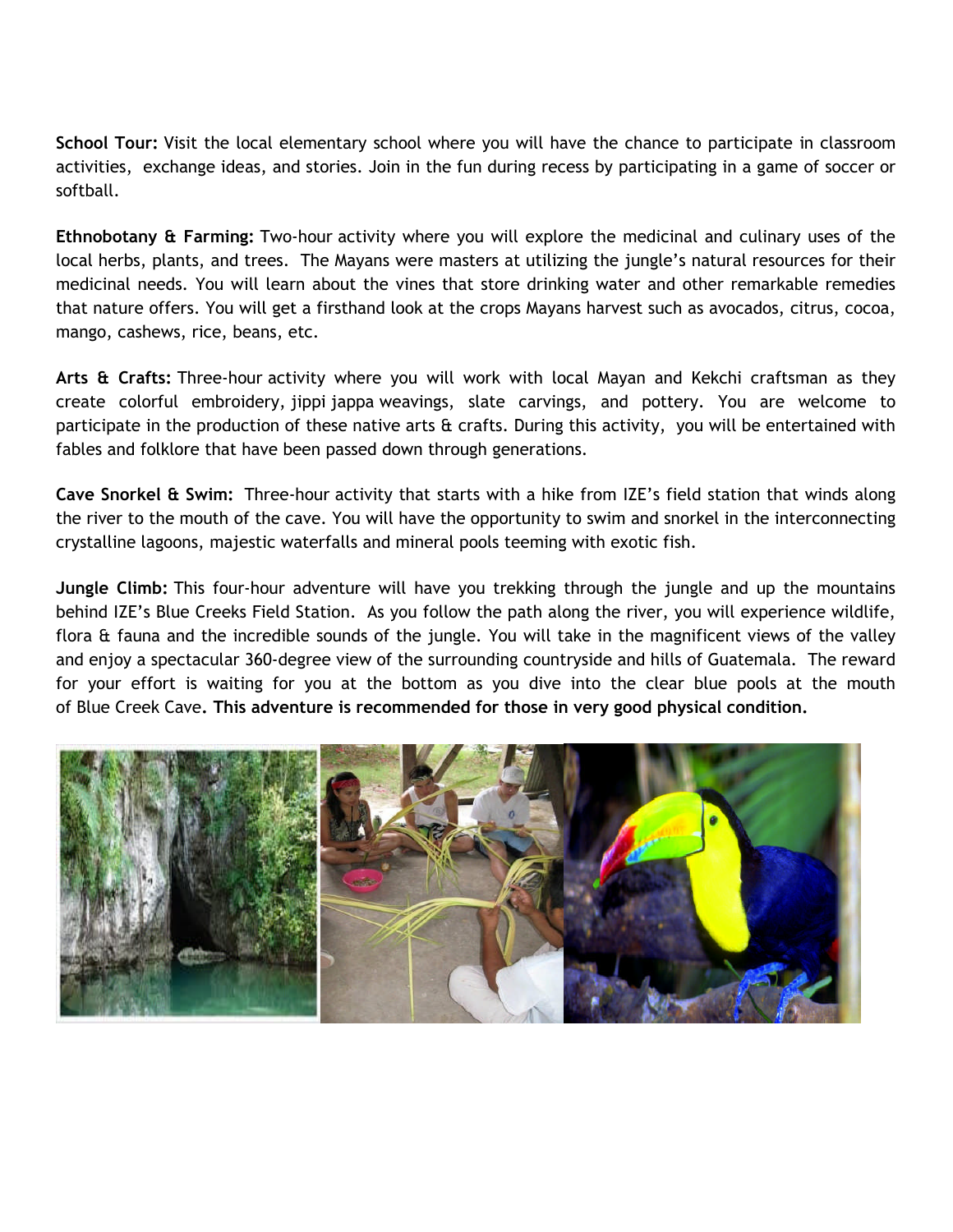**School Tour:** Visit the local elementary school where you will have the chance to participate in classroom activities, exchange ideas, and stories. Join in the fun during recess by participating in a game of soccer or softball.

**Ethnobotany & Farming:** Two-hour activity where you will explore the medicinal and culinary uses of the local herbs, plants, and trees. The Mayans were masters at utilizing the jungle's natural resources for their medicinal needs. You will learn about the vines that store drinking water and other remarkable remedies that nature offers. You will get a firsthand look at the crops Mayans harvest such as avocados, citrus, cocoa, mango, cashews, rice, beans, etc.

**Arts & Crafts:** Three-hour activity where you will work with local Mayan and Kekchi craftsman as they create colorful embroidery, jippi jappa weavings, slate carvings, and pottery. You are welcome to participate in the production of these native arts & crafts. During this activity, you will be entertained with fables and folklore that have been passed down through generations.

**Cave Snorkel & Swim:** Three-hour activity that starts with a hike from IZE's field station that winds along the river to the mouth of the cave. You will have the opportunity to swim and snorkel in the interconnecting crystalline lagoons, majestic waterfalls and mineral pools teeming with exotic fish.

**Jungle Climb:** This four-hour adventure will have you trekking through the jungle and up the mountains behind IZE's Blue Creeks Field Station. As you follow the path along the river, you will experience wildlife, flora & fauna and the incredible sounds of the jungle. You will take in the magnificent views of the valley and enjoy a spectacular 360-degree view of the surrounding countryside and hills of Guatemala. The reward for your effort is waiting for you at the bottom as you dive into the clear blue pools at the mouth of Blue Creek Cave**. This adventure is recommended for those in very good physical condition.**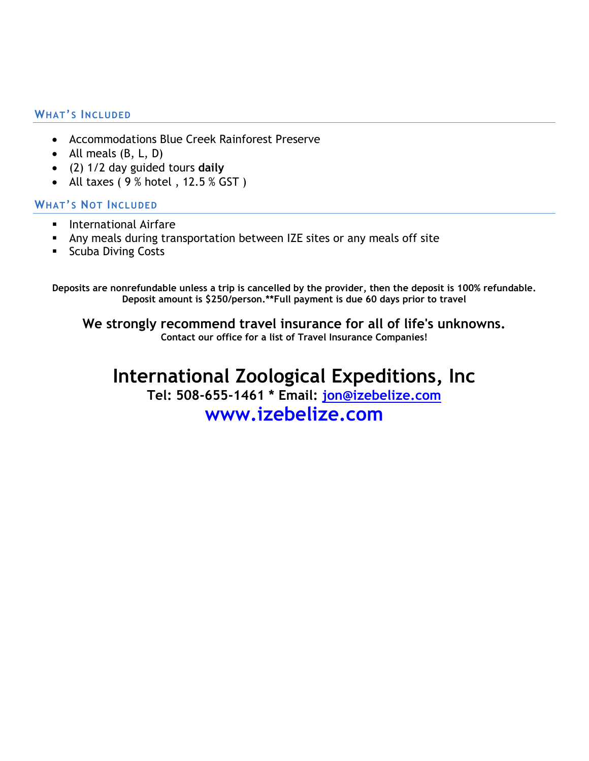## WHAT'S INCLUDED

- Accommodations Blue Creek Rainforest Preserve
- All meals (B, L, D)
- (2) 1/2 day guided tours **daily**
- All taxes ( 9 % hotel , 12.5 % GST )

## WHAT'S NOT INCLUDED

- International Airfare
- Any meals during transportation between IZE sites or any meals off site
- Scuba Diving Costs

**Deposits are nonrefundable unless a trip is cancelled by the provider, then the deposit is 100% refundable. Deposit amount is $250/person.**Full payment is due 60 days prior to travel**

**We strongly recommend travel insurance for all of life's unknowns.**

**Contact our office for a list of Travel Insurance Companies!**

# International Zoological Expeditions, Inc

**Tel: 508-655-1461 * Email: jon@izebelize.com**

**www.izebelize.com**